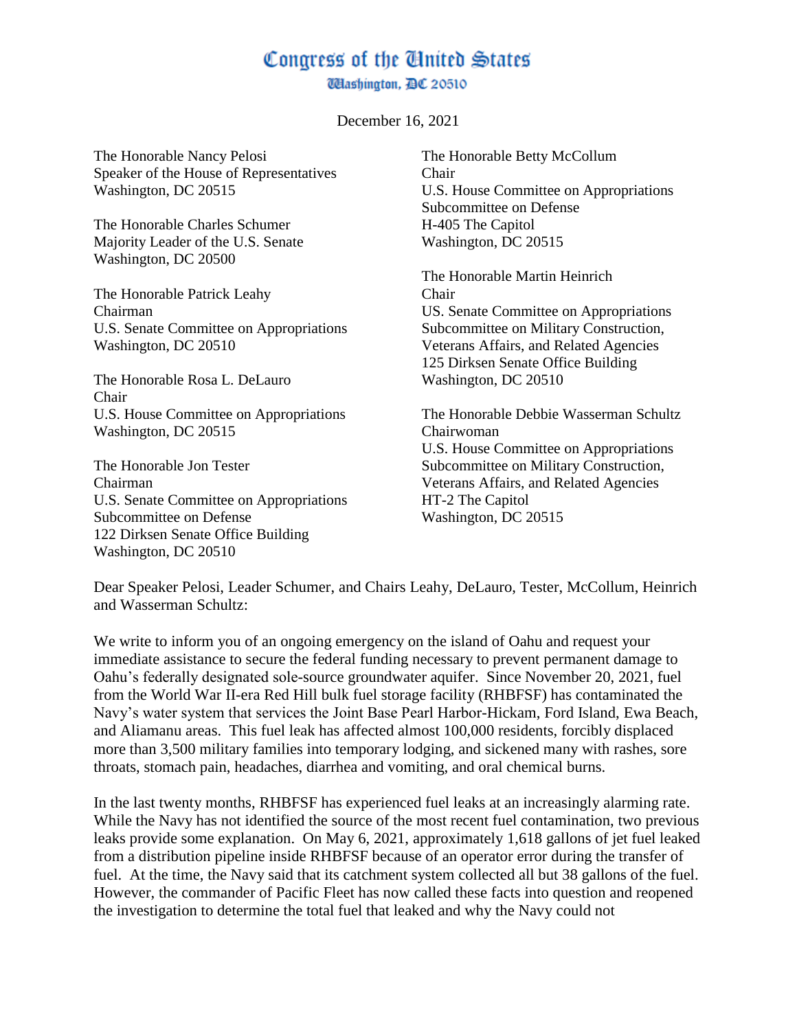# Congress of the United States

Washington, DC 20510

December 16, 2021

The Honorable Nancy Pelosi
Speaker of the House of Representatives
Washington, DC 20515

The Honorable Charles Schumer
Majority Leader of the U.S. Senate
Washington, DC 20500

The Honorable Patrick Leahy
Chairman
U.S. Senate Committee on Appropriations
Washington, DC 20510

The Honorable Rosa L. DeLauro
Chair
U.S. House Committee on Appropriations
Washington, DC 20515

The Honorable Jon Tester
Chairman
U.S. Senate Committee on Appropriations
Subcommittee on Defense
122 Dirksen Senate Office Building
Washington, DC 20510

The Honorable Betty McCollum
Chair
U.S. House Committee on Appropriations
Subcommittee on Defense
H-405 The Capitol
Washington, DC 20515

The Honorable Martin Heinrich
Chair
US. Senate Committee on Appropriations
Subcommittee on Military Construction, Veterans Affairs, and Related Agencies
125 Dirksen Senate Office Building
Washington, DC 20510

The Honorable Debbie Wasserman Schultz
Chairwoman
U.S. House Committee on Appropriations
Subcommittee on Military Construction, Veterans Affairs, and Related Agencies
HT-2 The Capitol
Washington, DC 20515

Dear Speaker Pelosi, Leader Schumer, and Chairs Leahy, DeLauro, Tester, McCollum, Heinrich and Wasserman Schultz:

We write to inform you of an ongoing emergency on the island of Oahu and request your immediate assistance to secure the federal funding necessary to prevent permanent damage to Oahu's federally designated sole-source groundwater aquifer. Since November 20, 2021, fuel from the World War II-era Red Hill bulk fuel storage facility (RHBFSF) has contaminated the Navy's water system that services the Joint Base Pearl Harbor-Hickam, Ford Island, Ewa Beach, and Aliamanu areas. This fuel leak has affected almost 100,000 residents, forcibly displaced more than 3,500 military families into temporary lodging, and sickened many with rashes, sore throats, stomach pain, headaches, diarrhea and vomiting, and oral chemical burns.

In the last twenty months, RHBFSF has experienced fuel leaks at an increasingly alarming rate. While the Navy has not identified the source of the most recent fuel contamination, two previous leaks provide some explanation. On May 6, 2021, approximately 1,618 gallons of jet fuel leaked from a distribution pipeline inside RHBFSF because of an operator error during the transfer of fuel. At the time, the Navy said that its catchment system collected all but 38 gallons of the fuel. However, the commander of Pacific Fleet has now called these facts into question and reopened the investigation to determine the total fuel that leaked and why the Navy could not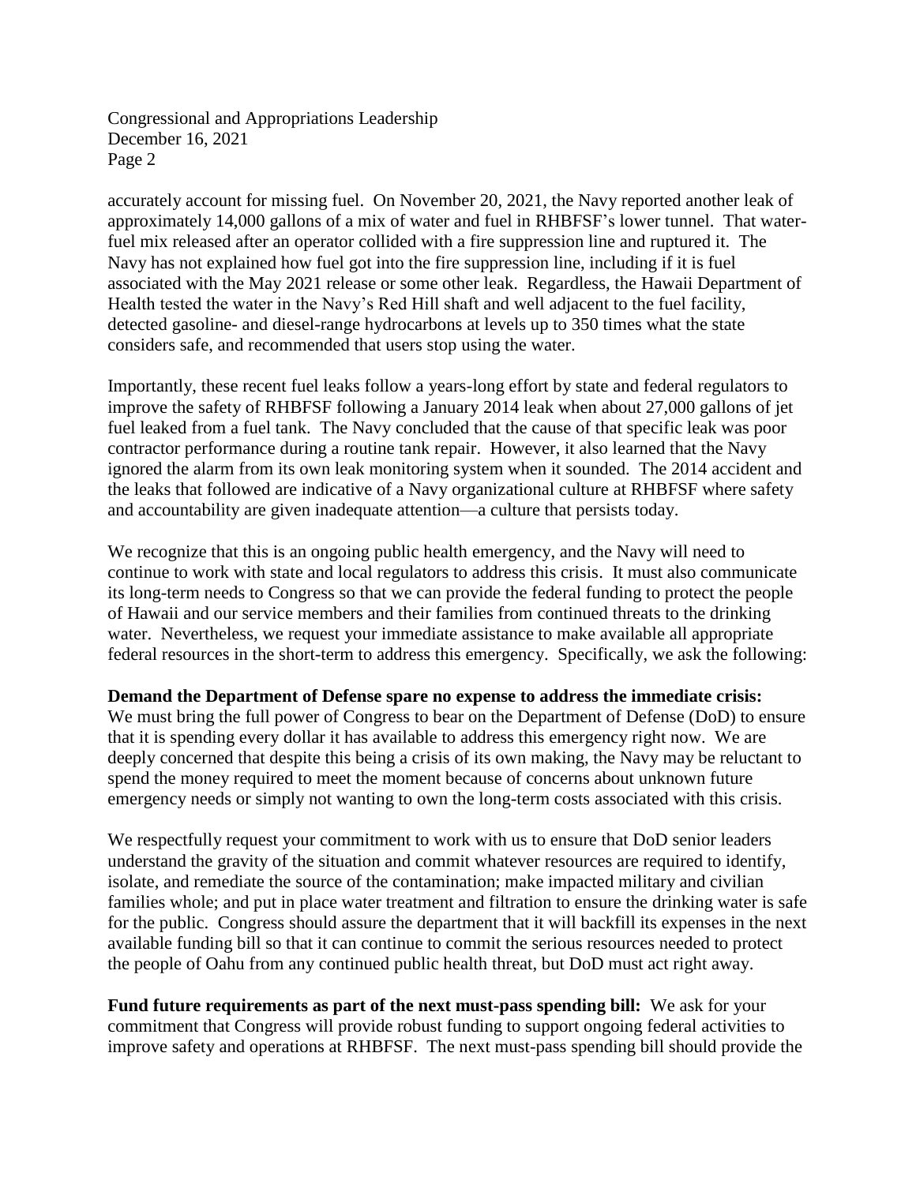accurately account for missing fuel. On November 20, 2021, the Navy reported another leak of approximately 14,000 gallons of a mix of water and fuel in RHBFSF's lower tunnel. That water-fuel mix released after an operator collided with a fire suppression line and ruptured it. The Navy has not explained how fuel got into the fire suppression line, including if it is fuel associated with the May 2021 release or some other leak. Regardless, the Hawaii Department of Health tested the water in the Navy's Red Hill shaft and well adjacent to the fuel facility, detected gasoline- and diesel-range hydrocarbons at levels up to 350 times what the state considers safe, and recommended that users stop using the water.

Importantly, these recent fuel leaks follow a years-long effort by state and federal regulators to improve the safety of RHBFSF following a January 2014 leak when about 27,000 gallons of jet fuel leaked from a fuel tank. The Navy concluded that the cause of that specific leak was poor contractor performance during a routine tank repair. However, it also learned that the Navy ignored the alarm from its own leak monitoring system when it sounded. The 2014 accident and the leaks that followed are indicative of a Navy organizational culture at RHBFSF where safety and accountability are given inadequate attention—a culture that persists today.

We recognize that this is an ongoing public health emergency, and the Navy will need to continue to work with state and local regulators to address this crisis. It must also communicate its long-term needs to Congress so that we can provide the federal funding to protect the people of Hawaii and our service members and their families from continued threats to the drinking water. Nevertheless, we request your immediate assistance to make available all appropriate federal resources in the short-term to address this emergency. Specifically, we ask the following:

**Demand the Department of Defense spare no expense to address the immediate crisis:** We must bring the full power of Congress to bear on the Department of Defense (DoD) to ensure that it is spending every dollar it has available to address this emergency right now. We are deeply concerned that despite this being a crisis of its own making, the Navy may be reluctant to spend the money required to meet the moment because of concerns about unknown future emergency needs or simply not wanting to own the long-term costs associated with this crisis.

We respectfully request your commitment to work with us to ensure that DoD senior leaders understand the gravity of the situation and commit whatever resources are required to identify, isolate, and remediate the source of the contamination; make impacted military and civilian families whole; and put in place water treatment and filtration to ensure the drinking water is safe for the public. Congress should assure the department that it will backfill its expenses in the next available funding bill so that it can continue to commit the serious resources needed to protect the people of Oahu from any continued public health threat, but DoD must act right away.

**Fund future requirements as part of the next must-pass spending bill:** We ask for your commitment that Congress will provide robust funding to support ongoing federal activities to improve safety and operations at RHBFSF. The next must-pass spending bill should provide the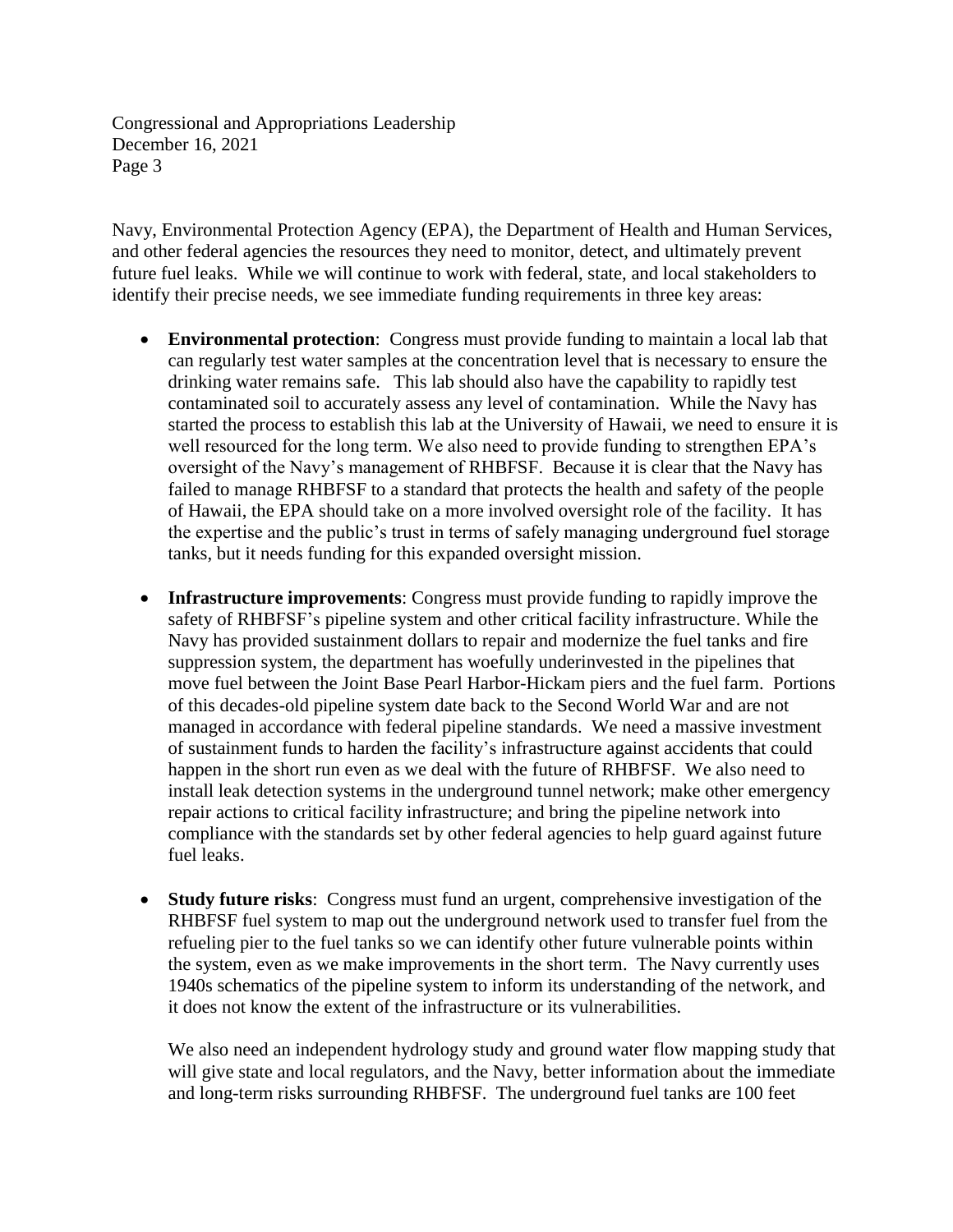Navy, Environmental Protection Agency (EPA), the Department of Health and Human Services, and other federal agencies the resources they need to monitor, detect, and ultimately prevent future fuel leaks. While we will continue to work with federal, state, and local stakeholders to identify their precise needs, we see immediate funding requirements in three key areas:

- **Environmental protection**: Congress must provide funding to maintain a local lab that can regularly test water samples at the concentration level that is necessary to ensure the drinking water remains safe. This lab should also have the capability to rapidly test contaminated soil to accurately assess any level of contamination. While the Navy has started the process to establish this lab at the University of Hawaii, we need to ensure it is well resourced for the long term. We also need to provide funding to strengthen EPA's oversight of the Navy's management of RHBFSF. Because it is clear that the Navy has failed to manage RHBFSF to a standard that protects the health and safety of the people of Hawaii, the EPA should take on a more involved oversight role of the facility. It has the expertise and the public's trust in terms of safely managing underground fuel storage tanks, but it needs funding for this expanded oversight mission.

- **Infrastructure improvements**: Congress must provide funding to rapidly improve the safety of RHBFSF's pipeline system and other critical facility infrastructure. While the Navy has provided sustainment dollars to repair and modernize the fuel tanks and fire suppression system, the department has woefully underinvested in the pipelines that move fuel between the Joint Base Pearl Harbor-Hickam piers and the fuel farm. Portions of this decades-old pipeline system date back to the Second World War and are not managed in accordance with federal pipeline standards. We need a massive investment of sustainment funds to harden the facility's infrastructure against accidents that could happen in the short run even as we deal with the future of RHBFSF. We also need to install leak detection systems in the underground tunnel network; make other emergency repair actions to critical facility infrastructure; and bring the pipeline network into compliance with the standards set by other federal agencies to help guard against future fuel leaks.

- **Study future risks**: Congress must fund an urgent, comprehensive investigation of the RHBFSF fuel system to map out the underground network used to transfer fuel from the refueling pier to the fuel tanks so we can identify other future vulnerable points within the system, even as we make improvements in the short term. The Navy currently uses 1940s schematics of the pipeline system to inform its understanding of the network, and it does not know the extent of the infrastructure or its vulnerabilities.

  We also need an independent hydrology study and ground water flow mapping study that will give state and local regulators, and the Navy, better information about the immediate and long-term risks surrounding RHBFSF. The underground fuel tanks are 100 feet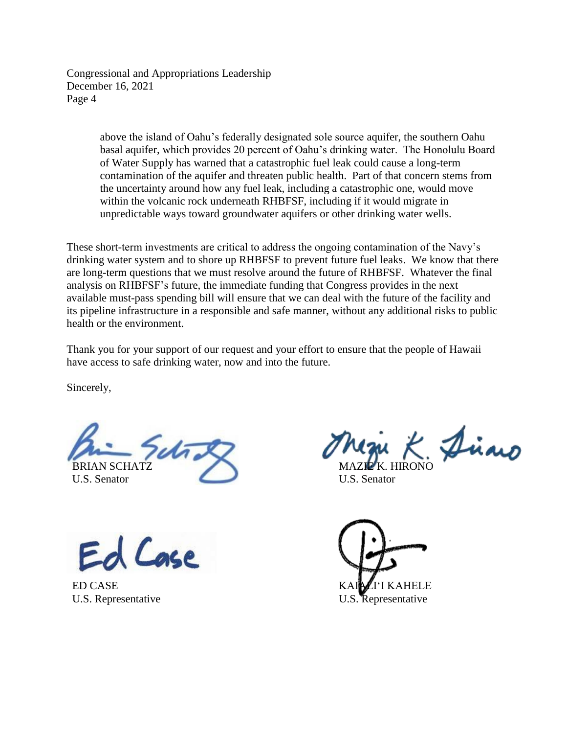above the island of Oahu's federally designated sole source aquifer, the southern Oahu basal aquifer, which provides 20 percent of Oahu's drinking water. The Honolulu Board of Water Supply has warned that a catastrophic fuel leak could cause a long-term contamination of the aquifer and threaten public health. Part of that concern stems from the uncertainty around how any fuel leak, including a catastrophic one, would move within the volcanic rock underneath RHBFSF, including if it would migrate in unpredictable ways toward groundwater aquifers or other drinking water wells.

These short-term investments are critical to address the ongoing contamination of the Navy's drinking water system and to shore up RHBFSF to prevent future fuel leaks. We know that there are long-term questions that we must resolve around the future of RHBFSF. Whatever the final analysis on RHBFSF's future, the immediate funding that Congress provides in the next available must-pass spending bill will ensure that we can deal with the future of the facility and its pipeline infrastructure in a responsible and safe manner, without any additional risks to public health or the environment.

Thank you for your support of our request and your effort to ensure that the people of Hawaii have access to safe drinking water, now and into the future.

Sincerely,

BRIAN SCHATZ
U.S. Senator

MAZIE K. HIRONO
U.S. Senator

ED CASE
U.S. Representative

KAIALI'I KAHELE
U.S. Representative